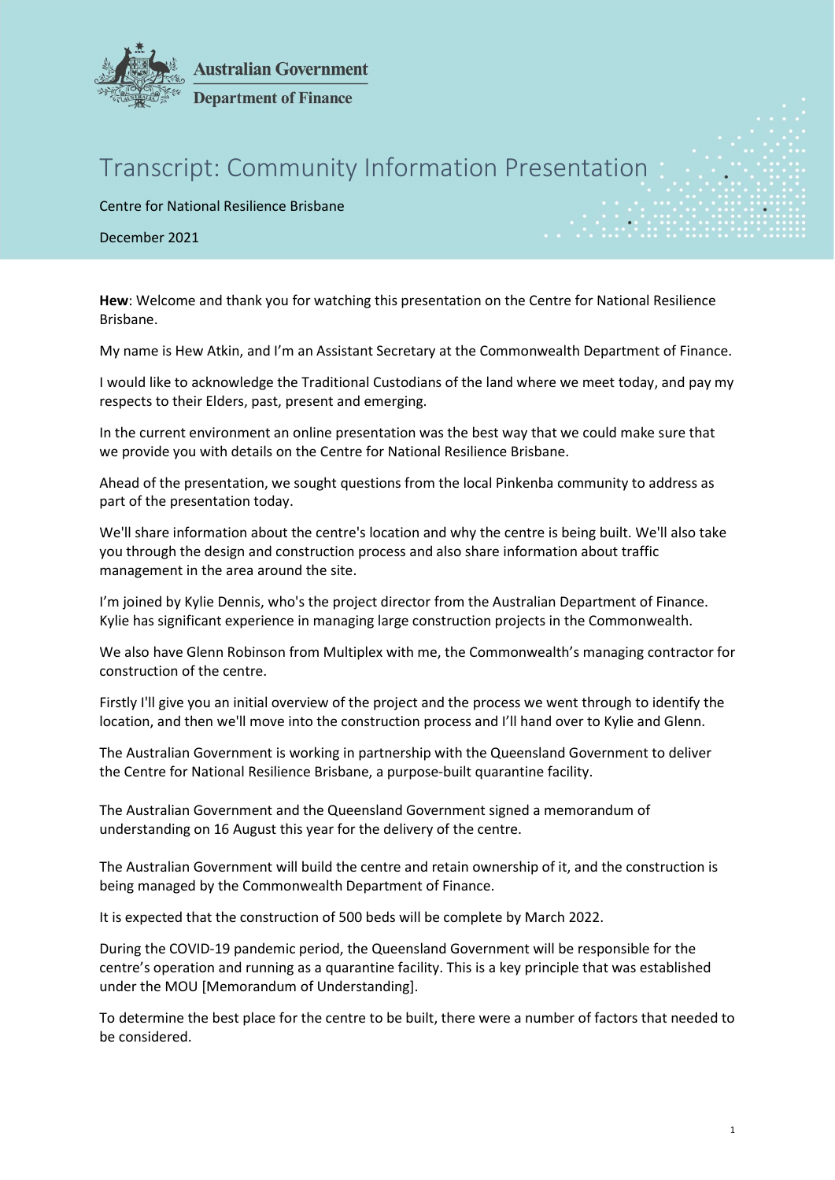Australian Government

Department of Finance

# Transcript: Community Information Presentation

Centre for National Resilience Brisbane

December 2021

**Hew**: Welcome and thank you for watching this presentation on the Centre for National Resilience Brisbane.

My name is Hew Atkin, and I'm an Assistant Secretary at the Commonwealth Department of Finance.

I would like to acknowledge the Traditional Custodians of the land where we meet today, and pay my respects to their Elders, past, present and emerging.

In the current environment an online presentation was the best way that we could make sure that we provide you with details on the Centre for National Resilience Brisbane.

Ahead of the presentation, we sought questions from the local Pinkenba community to address as part of the presentation today.

We'll share information about the centre's location and why the centre is being built. We'll also take you through the design and construction process and also share information about traffic management in the area around the site.

I'm joined by Kylie Dennis, who's the project director from the Australian Department of Finance. Kylie has significant experience in managing large construction projects in the Commonwealth.

We also have Glenn Robinson from Multiplex with me, the Commonwealth's managing contractor for construction of the centre.

Firstly I'll give you an initial overview of the project and the process we went through to identify the location, and then we'll move into the construction process and I'll hand over to Kylie and Glenn.

The Australian Government is working in partnership with the Queensland Government to deliver the Centre for National Resilience Brisbane, a purpose-built quarantine facility.

The Australian Government and the Queensland Government signed a memorandum of understanding on 16 August this year for the delivery of the centre.

The Australian Government will build the centre and retain ownership of it, and the construction is being managed by the Commonwealth Department of Finance.

It is expected that the construction of 500 beds will be complete by March 2022.

During the COVID-19 pandemic period, the Queensland Government will be responsible for the centre's operation and running as a quarantine facility. This is a key principle that was established under the MOU [Memorandum of Understanding].

To determine the best place for the centre to be built, there were a number of factors that needed to be considered.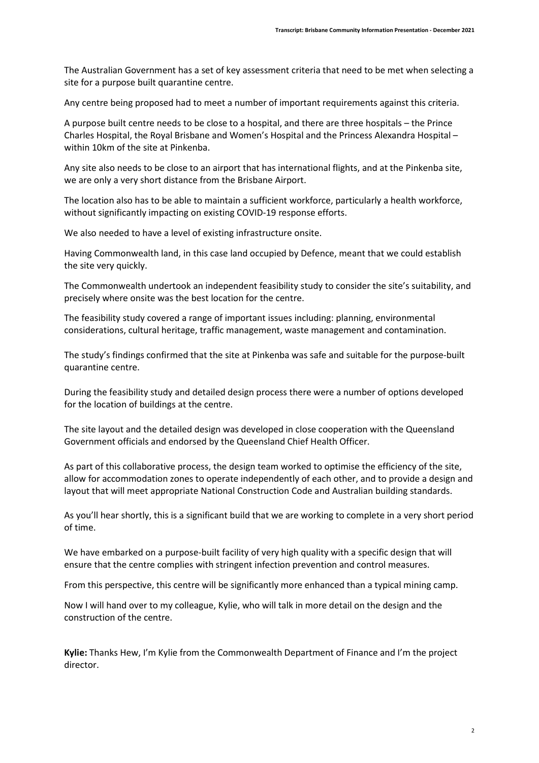The Australian Government has a set of key assessment criteria that need to be met when selecting a site for a purpose built quarantine centre.

Any centre being proposed had to meet a number of important requirements against this criteria.

A purpose built centre needs to be close to a hospital, and there are three hospitals – the Prince Charles Hospital, the Royal Brisbane and Women's Hospital and the Princess Alexandra Hospital – within 10km of the site at Pinkenba.

Any site also needs to be close to an airport that has international flights, and at the Pinkenba site, we are only a very short distance from the Brisbane Airport.

The location also has to be able to maintain a sufficient workforce, particularly a health workforce, without significantly impacting on existing COVID-19 response efforts.

We also needed to have a level of existing infrastructure onsite.

Having Commonwealth land, in this case land occupied by Defence, meant that we could establish the site very quickly.

The Commonwealth undertook an independent feasibility study to consider the site's suitability, and precisely where onsite was the best location for the centre.

The feasibility study covered a range of important issues including: planning, environmental considerations, cultural heritage, traffic management, waste management and contamination.

The study's findings confirmed that the site at Pinkenba was safe and suitable for the purpose-built quarantine centre.

During the feasibility study and detailed design process there were a number of options developed for the location of buildings at the centre.

The site layout and the detailed design was developed in close cooperation with the Queensland Government officials and endorsed by the Queensland Chief Health Officer.

As part of this collaborative process, the design team worked to optimise the efficiency of the site, allow for accommodation zones to operate independently of each other, and to provide a design and layout that will meet appropriate National Construction Code and Australian building standards.

As you'll hear shortly, this is a significant build that we are working to complete in a very short period of time.

We have embarked on a purpose-built facility of very high quality with a specific design that will ensure that the centre complies with stringent infection prevention and control measures.

From this perspective, this centre will be significantly more enhanced than a typical mining camp.

Now I will hand over to my colleague, Kylie, who will talk in more detail on the design and the construction of the centre.

**Kylie:** Thanks Hew, I'm Kylie from the Commonwealth Department of Finance and I'm the project director.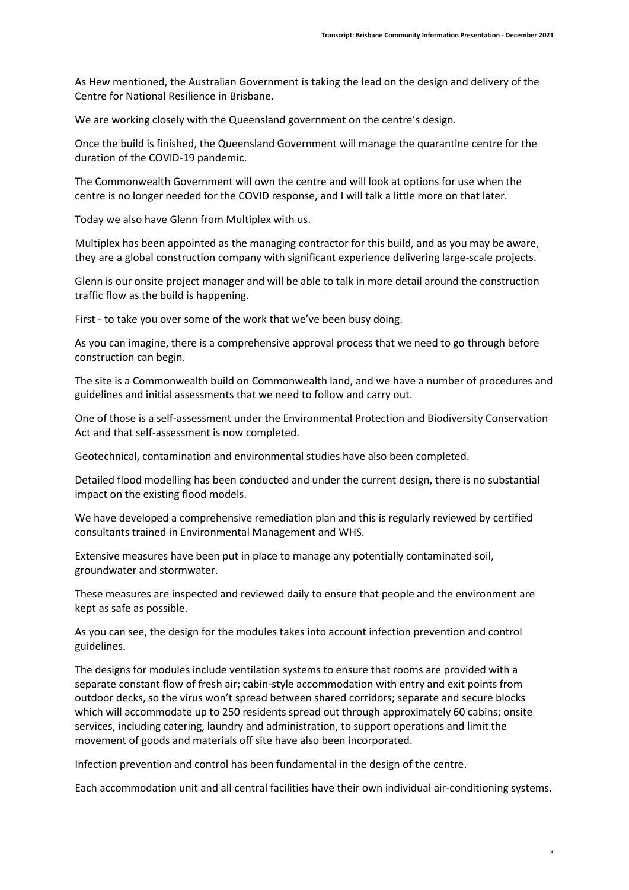As Hew mentioned, the Australian Government is taking the lead on the design and delivery of the Centre for National Resilience in Brisbane.

We are working closely with the Queensland government on the centre's design.

Once the build is finished, the Queensland Government will manage the quarantine centre for the duration of the COVID-19 pandemic.

The Commonwealth Government will own the centre and will look at options for use when the centre is no longer needed for the COVID response, and I will talk a little more on that later.

Today we also have Glenn from Multiplex with us.

Multiplex has been appointed as the managing contractor for this build, and as you may be aware, they are a global construction company with significant experience delivering large-scale projects.

Glenn is our onsite project manager and will be able to talk in more detail around the construction traffic flow as the build is happening.

First - to take you over some of the work that we've been busy doing.

As you can imagine, there is a comprehensive approval process that we need to go through before construction can begin.

The site is a Commonwealth build on Commonwealth land, and we have a number of procedures and guidelines and initial assessments that we need to follow and carry out.

One of those is a self-assessment under the Environmental Protection and Biodiversity Conservation Act and that self-assessment is now completed.

Geotechnical, contamination and environmental studies have also been completed.

Detailed flood modelling has been conducted and under the current design, there is no substantial impact on the existing flood models.

We have developed a comprehensive remediation plan and this is regularly reviewed by certified consultants trained in Environmental Management and WHS.

Extensive measures have been put in place to manage any potentially contaminated soil, groundwater and stormwater.

These measures are inspected and reviewed daily to ensure that people and the environment are kept as safe as possible.

As you can see, the design for the modules takes into account infection prevention and control guidelines.

The designs for modules include ventilation systems to ensure that rooms are provided with a separate constant flow of fresh air; cabin-style accommodation with entry and exit points from outdoor decks, so the virus won't spread between shared corridors; separate and secure blocks which will accommodate up to 250 residents spread out through approximately 60 cabins; onsite services, including catering, laundry and administration, to support operations and limit the movement of goods and materials off site have also been incorporated.

Infection prevention and control has been fundamental in the design of the centre.

Each accommodation unit and all central facilities have their own individual air-conditioning systems.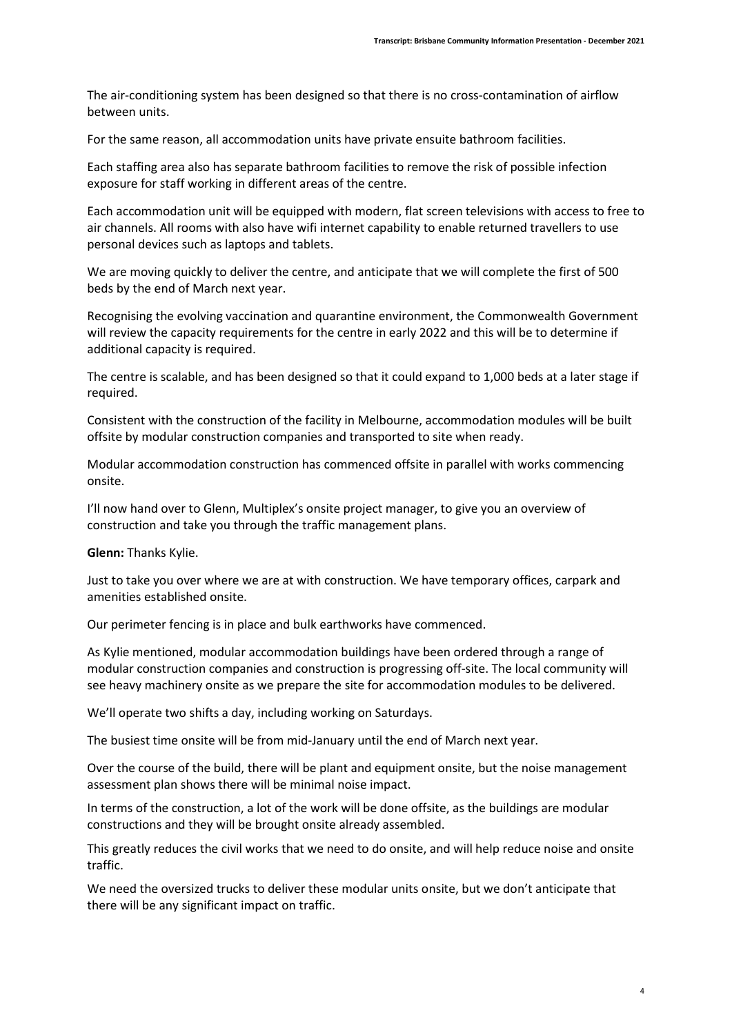The air-conditioning system has been designed so that there is no cross-contamination of airflow between units.

For the same reason, all accommodation units have private ensuite bathroom facilities.

Each staffing area also has separate bathroom facilities to remove the risk of possible infection exposure for staff working in different areas of the centre.

Each accommodation unit will be equipped with modern, flat screen televisions with access to free to air channels. All rooms with also have wifi internet capability to enable returned travellers to use personal devices such as laptops and tablets.

We are moving quickly to deliver the centre, and anticipate that we will complete the first of 500 beds by the end of March next year.

Recognising the evolving vaccination and quarantine environment, the Commonwealth Government will review the capacity requirements for the centre in early 2022 and this will be to determine if additional capacity is required.

The centre is scalable, and has been designed so that it could expand to 1,000 beds at a later stage if required.

Consistent with the construction of the facility in Melbourne, accommodation modules will be built offsite by modular construction companies and transported to site when ready.

Modular accommodation construction has commenced offsite in parallel with works commencing onsite.

I'll now hand over to Glenn, Multiplex's onsite project manager, to give you an overview of construction and take you through the traffic management plans.

**Glenn:** Thanks Kylie.

Just to take you over where we are at with construction. We have temporary offices, carpark and amenities established onsite.

Our perimeter fencing is in place and bulk earthworks have commenced.

As Kylie mentioned, modular accommodation buildings have been ordered through a range of modular construction companies and construction is progressing off-site. The local community will see heavy machinery onsite as we prepare the site for accommodation modules to be delivered.

We'll operate two shifts a day, including working on Saturdays.

The busiest time onsite will be from mid-January until the end of March next year.

Over the course of the build, there will be plant and equipment onsite, but the noise management assessment plan shows there will be minimal noise impact.

In terms of the construction, a lot of the work will be done offsite, as the buildings are modular constructions and they will be brought onsite already assembled.

This greatly reduces the civil works that we need to do onsite, and will help reduce noise and onsite traffic.

We need the oversized trucks to deliver these modular units onsite, but we don't anticipate that there will be any significant impact on traffic.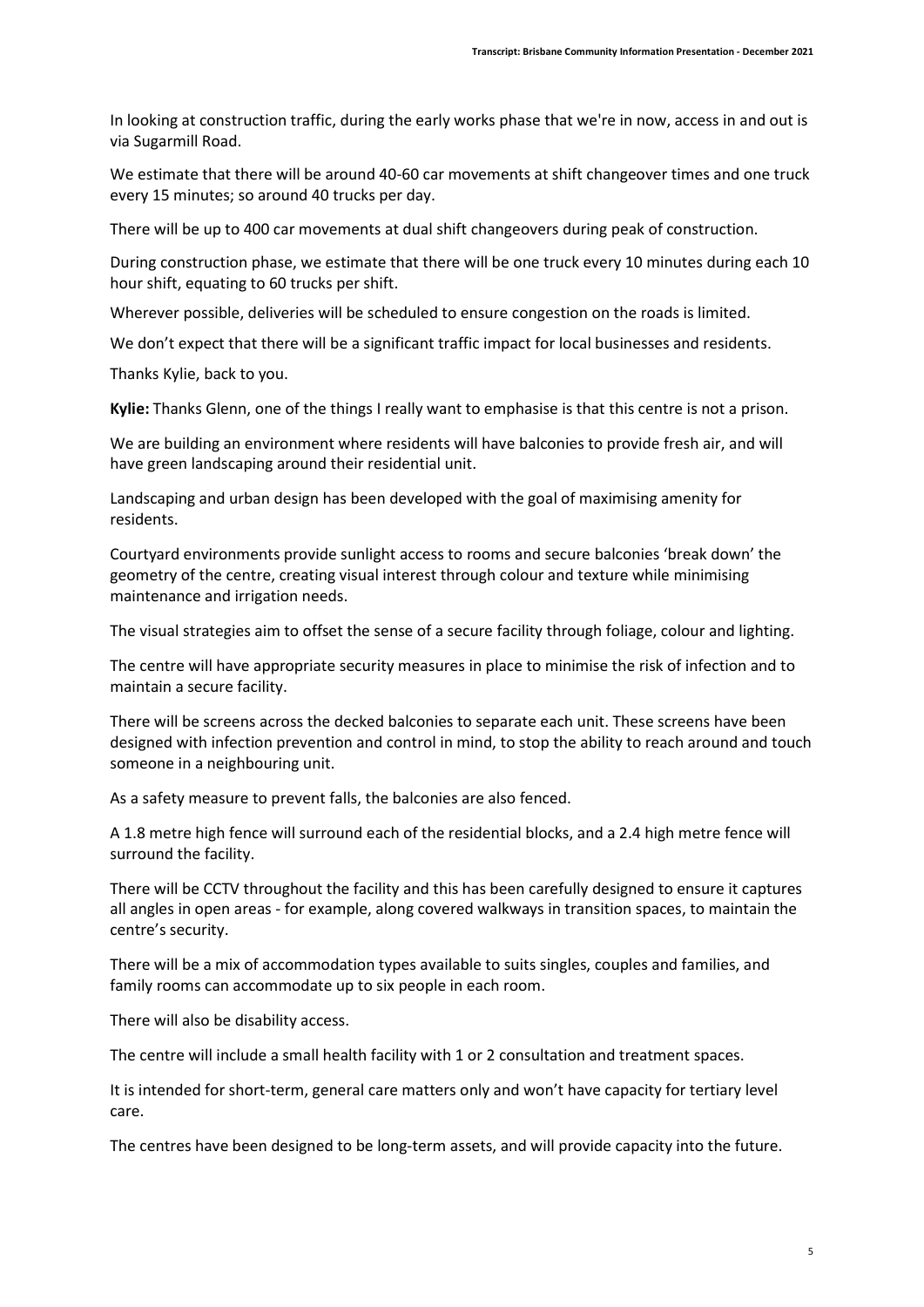In looking at construction traffic, during the early works phase that we're in now, access in and out is via Sugarmill Road.

We estimate that there will be around 40-60 car movements at shift changeover times and one truck every 15 minutes; so around 40 trucks per day.

There will be up to 400 car movements at dual shift changeovers during peak of construction.

During construction phase, we estimate that there will be one truck every 10 minutes during each 10 hour shift, equating to 60 trucks per shift.

Wherever possible, deliveries will be scheduled to ensure congestion on the roads is limited.

We don't expect that there will be a significant traffic impact for local businesses and residents.

Thanks Kylie, back to you.

**Kylie:** Thanks Glenn, one of the things I really want to emphasise is that this centre is not a prison.

We are building an environment where residents will have balconies to provide fresh air, and will have green landscaping around their residential unit.

Landscaping and urban design has been developed with the goal of maximising amenity for residents.

Courtyard environments provide sunlight access to rooms and secure balconies 'break down' the geometry of the centre, creating visual interest through colour and texture while minimising maintenance and irrigation needs.

The visual strategies aim to offset the sense of a secure facility through foliage, colour and lighting.

The centre will have appropriate security measures in place to minimise the risk of infection and to maintain a secure facility.

There will be screens across the decked balconies to separate each unit. These screens have been designed with infection prevention and control in mind, to stop the ability to reach around and touch someone in a neighbouring unit.

As a safety measure to prevent falls, the balconies are also fenced.

A 1.8 metre high fence will surround each of the residential blocks, and a 2.4 high metre fence will surround the facility.

There will be CCTV throughout the facility and this has been carefully designed to ensure it captures all angles in open areas - for example, along covered walkways in transition spaces, to maintain the centre's security.

There will be a mix of accommodation types available to suits singles, couples and families, and family rooms can accommodate up to six people in each room.

There will also be disability access.

The centre will include a small health facility with 1 or 2 consultation and treatment spaces.

It is intended for short-term, general care matters only and won't have capacity for tertiary level care.

The centres have been designed to be long-term assets, and will provide capacity into the future.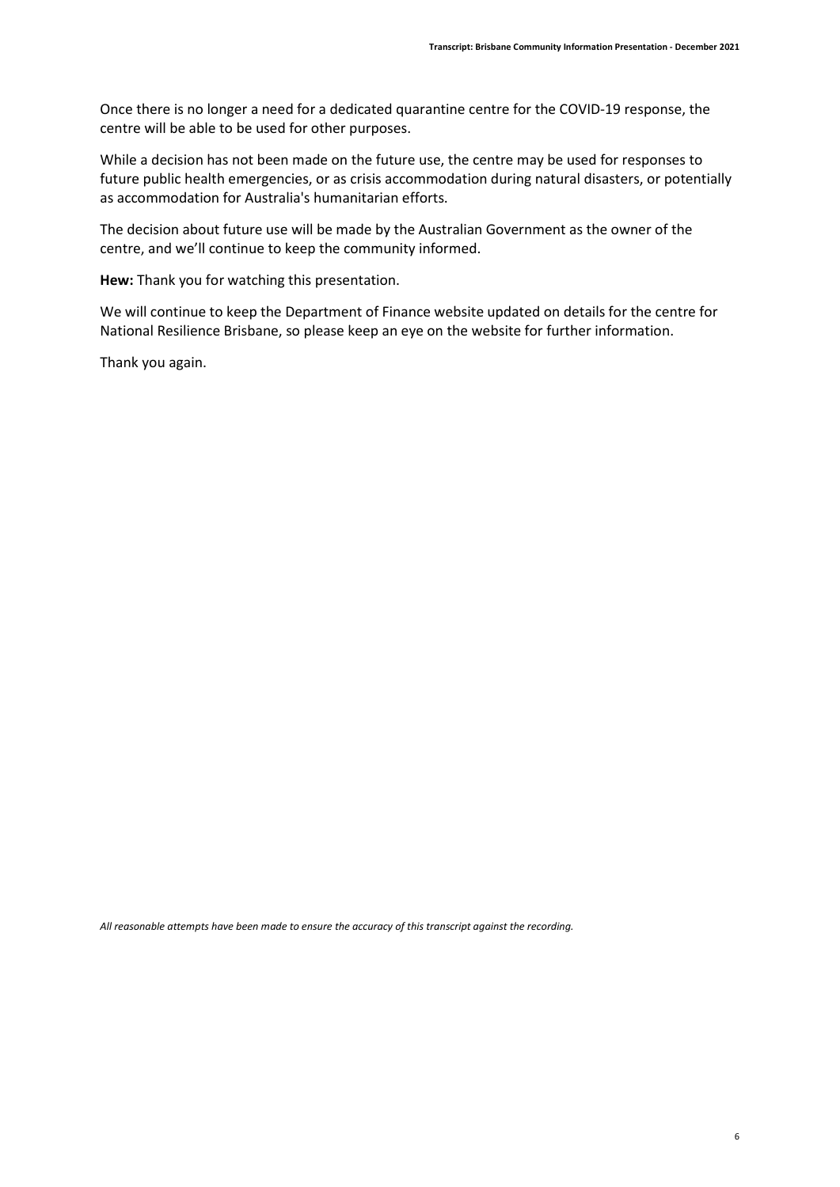Once there is no longer a need for a dedicated quarantine centre for the COVID-19 response, the centre will be able to be used for other purposes.

While a decision has not been made on the future use, the centre may be used for responses to future public health emergencies, or as crisis accommodation during natural disasters, or potentially as accommodation for Australia's humanitarian efforts.

The decision about future use will be made by the Australian Government as the owner of the centre, and we'll continue to keep the community informed.

**Hew:** Thank you for watching this presentation.

We will continue to keep the Department of Finance website updated on details for the centre for National Resilience Brisbane, so please keep an eye on the website for further information.

Thank you again.

*All reasonable attempts have been made to ensure the accuracy of this transcript against the recording.*